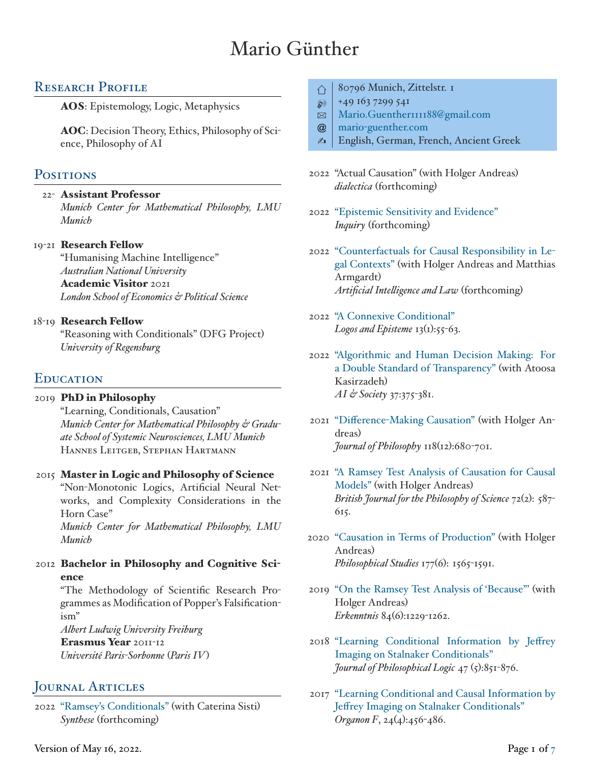# Mario Günther

## Research Profile

**AOS**: Epistemology, Logic, Metaphysics

**AOC**: Decision Theory, Ethics, Philosophy of Science, Philosophy of AI

80796 Munich, Zittelstr. 1
+49 163 7299 541
Mario.Guenther111188@gmail.com
mario-guenther.com
English, German, French, Ancient Greek

## Positions

22- **Assistant Professor**
*Munich Center for Mathematical Philosophy, LMU Munich*

19-21 **Research Fellow**
"Humanising Machine Intelligence"
*Australian National University*
**Academic Visitor** 2021
*London School of Economics & Political Science*

18-19 **Research Fellow**
"Reasoning with Conditionals" (DFG Project)
*University of Regensburg*

## Education

2019 **PhD in Philosophy**
"Learning, Conditionals, Causation"
*Munich Center for Mathematical Philosophy & Graduate School of Systemic Neurosciences, LMU Munich*
Hannes Leitgeb, Stephan Hartmann

2015 **Master in Logic and Philosophy of Science**
"Non-Monotonic Logics, Artificial Neural Networks, and Complexity Considerations in the Horn Case"
*Munich Center for Mathematical Philosophy, LMU Munich*

2012 **Bachelor in Philosophy and Cognitive Science**
"The Methodology of Scientific Research Programmes as Modification of Popper's Falsificationism"
*Albert Ludwig University Freiburg*
**Erasmus Year** 2011-12
*Université Paris-Sorbonne (Paris IV)*

## Journal Articles

2022 "Ramsey's Conditionals" (with Caterina Sisti)
*Synthese* (forthcoming)

2022 "Actual Causation" (with Holger Andreas)
*dialectica* (forthcoming)

2022 "Epistemic Sensitivity and Evidence"
*Inquiry* (forthcoming)

2022 "Counterfactuals for Causal Responsibility in Legal Contexts" (with Holger Andreas and Matthias Armgardt)
*Artificial Intelligence and Law* (forthcoming)

2022 "A Connexive Conditional"
*Logos and Episteme* 13(1):55-63.

2022 "Algorithmic and Human Decision Making: For a Double Standard of Transparency" (with Atoosa Kasirzadeh)
*AI & Society* 37:375-381.

2021 "Difference-Making Causation" (with Holger Andreas)
*Journal of Philosophy* 118(12):680-701.

2021 "A Ramsey Test Analysis of Causation for Causal Models" (with Holger Andreas)
*British Journal for the Philosophy of Science* 72(2): 587-615.

2020 "Causation in Terms of Production" (with Holger Andreas)
*Philosophical Studies* 177(6): 1565-1591.

2019 "On the Ramsey Test Analysis of 'Because'" (with Holger Andreas)
*Erkenntnis* 84(6):1229-1262.

2018 "Learning Conditional Information by Jeffrey Imaging on Stalnaker Conditionals"
*Journal of Philosophical Logic* 47 (5):851-876.

2017 "Learning Conditional and Causal Information by Jeffrey Imaging on Stalnaker Conditionals"
*Organon F*, 24(4):456-486.

Version of May 16, 2022.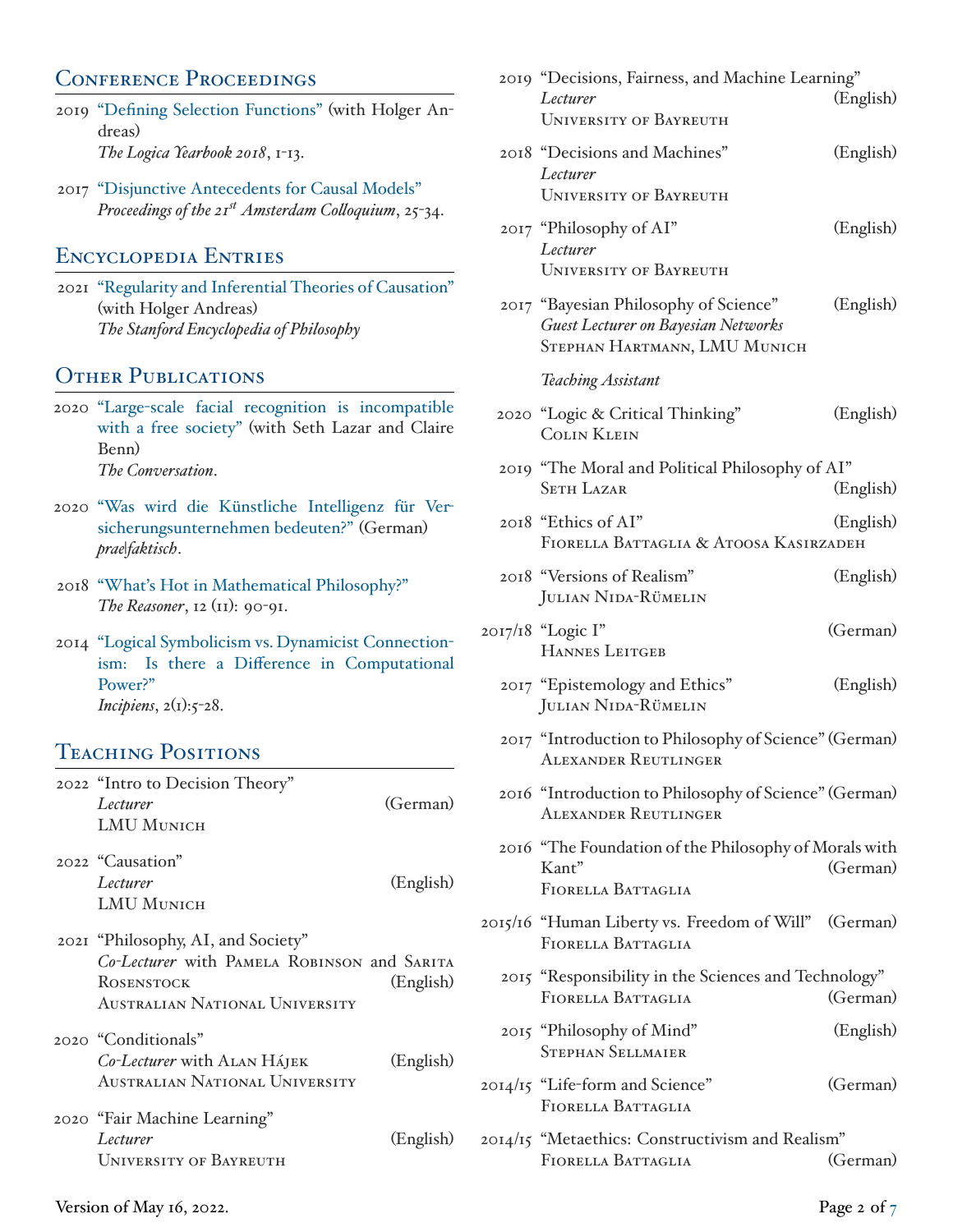## Conference Proceedings

- 2019 "Defining Selection Functions" (with Holger Andreas)
  *The Logica Yearbook 2018*, 1-13.

- 2017 "Disjunctive Antecedents for Causal Models"
  *Proceedings of the 21st Amsterdam Colloquium*, 25-34.

## Encyclopedia Entries

- 2021 "Regularity and Inferential Theories of Causation" (with Holger Andreas)
  *The Stanford Encyclopedia of Philosophy*

## Other Publications

- 2020 "Large-scale facial recognition is incompatible with a free society" (with Seth Lazar and Claire Benn)
  *The Conversation*.

- 2020 "Was wird die Künstliche Intelligenz für Versicherungsunternehmen bedeuten?" (German)
  *prae|faktisch*.

- 2018 "What's Hot in Mathematical Philosophy?"
  *The Reasoner*, 12 (11): 90-91.

- 2014 "Logical Symbolicism vs. Dynamicist Connectionism: Is there a Difference in Computational Power?"
  *Incipiens*, 2(1):5-28.

## Teaching Positions

- 2022 "Intro to Decision Theory" (German)
  *Lecturer*
  LMU Munich

- 2022 "Causation" (English)
  *Lecturer*
  LMU Munich

- 2021 "Philosophy, AI, and Society" (English)
  *Co-Lecturer* with Pamela Robinson and Sarita Rosenstock
  Australian National University

- 2020 "Conditionals" (English)
  *Co-Lecturer* with Alan Hájek
  Australian National University

- 2020 "Fair Machine Learning" (English)
  *Lecturer*
  University of Bayreuth

- 2019 "Decisions, Fairness, and Machine Learning" (English)
  *Lecturer*
  University of Bayreuth

- 2018 "Decisions and Machines" (English)
  *Lecturer*
  University of Bayreuth

- 2017 "Philosophy of AI" (English)
  *Lecturer*
  University of Bayreuth

- 2017 "Bayesian Philosophy of Science" (English)
  *Guest Lecturer on Bayesian Networks*
  Stephan Hartmann, LMU Munich

### *Teaching Assistant*

- 2020 "Logic & Critical Thinking" (English)
  Colin Klein

- 2019 "The Moral and Political Philosophy of AI" (English)
  Seth Lazar

- 2018 "Ethics of AI" (English)
  Fiorella Battaglia & Atoosa Kasirzadeh

- 2018 "Versions of Realism" (English)
  Julian Nida-Rümelin

- 2017/18 "Logic I" (German)
  Hannes Leitgeb

- 2017 "Epistemology and Ethics" (English)
  Julian Nida-Rümelin

- 2017 "Introduction to Philosophy of Science" (German)
  Alexander Reutlinger

- 2016 "Introduction to Philosophy of Science" (German)
  Alexander Reutlinger

- 2016 "The Foundation of the Philosophy of Morals with Kant" (German)
  Fiorella Battaglia

- 2015/16 "Human Liberty vs. Freedom of Will" (German)
  Fiorella Battaglia

- 2015 "Responsibility in the Sciences and Technology" (German)
  Fiorella Battaglia

- 2015 "Philosophy of Mind" (English)
  Stephan Sellmaier

- 2014/15 "Life-form and Science" (German)
  Fiorella Battaglia

- 2014/15 "Metaethics: Constructivism and Realism" (German)
  Fiorella Battaglia

Version of May 16, 2022.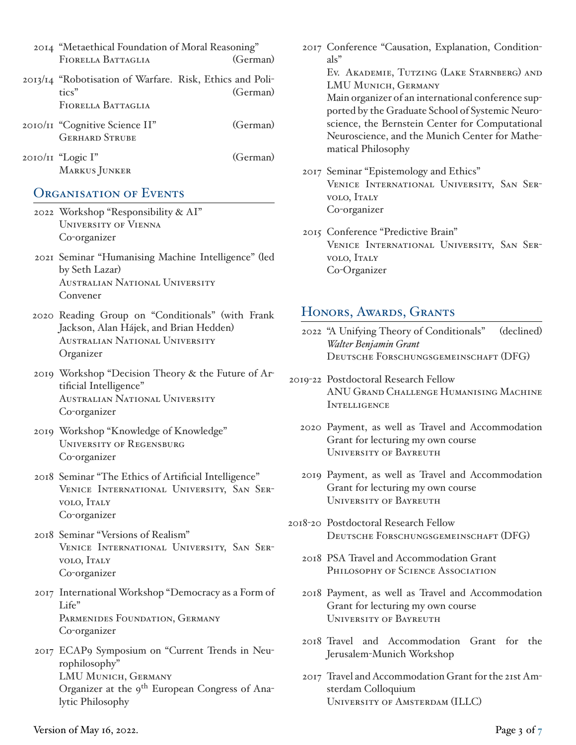- 2014 "Metaethical Foundation of Moral Reasoning" (German)
  Fiorella Battaglia
- 2013/14 "Robotisation of Warfare. Risk, Ethics and Politics" (German)
  Fiorella Battaglia
- 2010/11 "Cognitive Science II" (German)
  Gerhard Strube
- 2010/11 "Logic I" (German)
  Markus Junker

## Organisation of Events

- 2022 Workshop "Responsibility & AI"
  University of Vienna
  Co-organizer
- 2021 Seminar "Humanising Machine Intelligence" (led by Seth Lazar)
  Australian National University
  Convener
- 2020 Reading Group on "Conditionals" (with Frank Jackson, Alan Hájek, and Brian Hedden)
  Australian National University
  Organizer
- 2019 Workshop "Decision Theory & the Future of Artificial Intelligence"
  Australian National University
  Co-organizer
- 2019 Workshop "Knowledge of Knowledge"
  University of Regensburg
  Co-organizer
- 2018 Seminar "The Ethics of Artificial Intelligence"
  Venice International University, San Servolo, Italy
  Co-organizer
- 2018 Seminar "Versions of Realism"
  Venice International University, San Servolo, Italy
  Co-organizer
- 2017 International Workshop "Democracy as a Form of Life"
  Parmenides Foundation, Germany
  Co-organizer
- 2017 ECAP9 Symposium on "Current Trends in Neurophilosophy"
  LMU Munich, Germany
  Organizer at the 9th European Congress of Analytic Philosophy
- 2017 Conference "Causation, Explanation, Conditionals"
  Ev. Akademie, Tutzing (Lake Starnberg) and LMU Munich, Germany
  Main organizer of an international conference supported by the Graduate School of Systemic Neuroscience, the Bernstein Center for Computational Neuroscience, and the Munich Center for Mathematical Philosophy
- 2017 Seminar "Epistemology and Ethics"
  Venice International University, San Servolo, Italy
  Co-organizer
- 2015 Conference "Predictive Brain"
  Venice International University, San Servolo, Italy
  Co-Organizer

## Honors, Awards, Grants

- 2022 "A Unifying Theory of Conditionals" (declined)
  *Walter Benjamin Grant*
  Deutsche Forschungsgemeinschaft (DFG)
- 2019-22 Postdoctoral Research Fellow
  ANU Grand Challenge Humanising Machine Intelligence
- 2020 Payment, as well as Travel and Accommodation Grant for lecturing my own course
  University of Bayreuth
- 2019 Payment, as well as Travel and Accommodation Grant for lecturing my own course
  University of Bayreuth
- 2018-20 Postdoctoral Research Fellow
  Deutsche Forschungsgemeinschaft (DFG)
- 2018 PSA Travel and Accommodation Grant
  Philosophy of Science Association
- 2018 Payment, as well as Travel and Accommodation Grant for lecturing my own course
  University of Bayreuth
- 2018 Travel and Accommodation Grant for the Jerusalem-Munich Workshop
- 2017 Travel and Accommodation Grant for the 21st Amsterdam Colloquium
  University of Amsterdam (ILLC)

Version of May 16, 2022.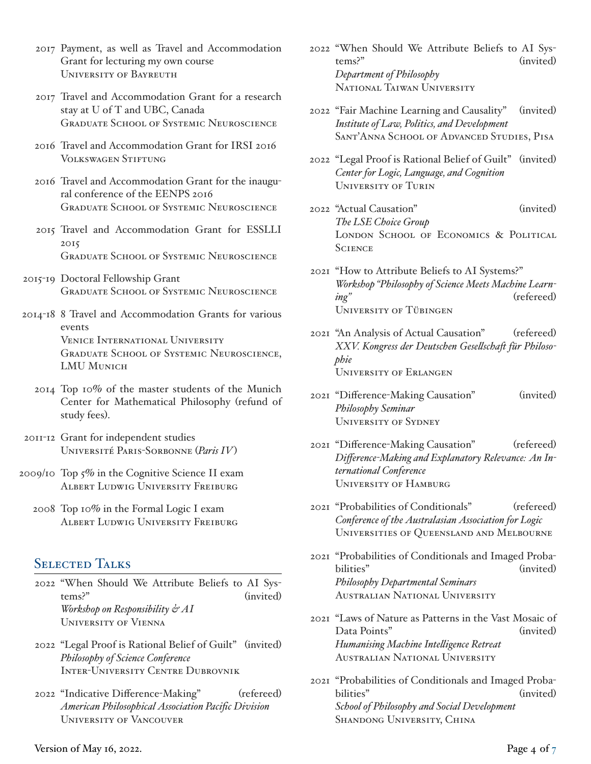- 2017 Payment, as well as Travel and Accommodation Grant for lecturing my own course
  University of Bayreuth

- 2017 Travel and Accommodation Grant for a research stay at U of T and UBC, Canada
  Graduate School of Systemic Neuroscience

- 2016 Travel and Accommodation Grant for IRSI 2016
  Volkswagen Stiftung

- 2016 Travel and Accommodation Grant for the inaugural conference of the EENPS 2016
  Graduate School of Systemic Neuroscience

- 2015 Travel and Accommodation Grant for ESSLLI 2015
  Graduate School of Systemic Neuroscience

- 2015-19 Doctoral Fellowship Grant
  Graduate School of Systemic Neuroscience

- 2014-18 8 Travel and Accommodation Grants for various events
  Venice International University
  Graduate School of Systemic Neuroscience, LMU Munich

- 2014 Top 10% of the master students of the Munich Center for Mathematical Philosophy (refund of study fees).

- 2011-12 Grant for independent studies
  Université Paris-Sorbonne (*Paris IV*)

- 2009/10 Top 5% in the Cognitive Science II exam
  Albert Ludwig University Freiburg

- 2008 Top 10% in the Formal Logic I exam
  Albert Ludwig University Freiburg

## Selected Talks

- 2022 "When Should We Attribute Beliefs to AI Systems?" (invited)
  *Workshop on Responsibility & AI*
  University of Vienna

- 2022 "Legal Proof is Rational Belief of Guilt" (invited)
  *Philosophy of Science Conference*
  Inter-University Centre Dubrovnik

- 2022 "Indicative Difference-Making" (refereed)
  *American Philosophical Association Pacific Division*
  University of Vancouver

- 2022 "When Should We Attribute Beliefs to AI Systems?" (invited)
  *Department of Philosophy*
  National Taiwan University

- 2022 "Fair Machine Learning and Causality" (invited)
  *Institute of Law, Politics, and Development*
  Sant'Anna School of Advanced Studies, Pisa

- 2022 "Legal Proof is Rational Belief of Guilt" (invited)
  *Center for Logic, Language, and Cognition*
  University of Turin

- 2022 "Actual Causation" (invited)
  *The LSE Choice Group*
  London School of Economics & Political Science

- 2021 "How to Attribute Beliefs to AI Systems?"
  *Workshop "Philosophy of Science Meets Machine Learning"* (refereed)
  University of Tübingen

- 2021 "An Analysis of Actual Causation" (refereed)
  *XXV. Kongress der Deutschen Gesellschaft für Philosophie*
  University of Erlangen

- 2021 "Difference-Making Causation" (invited)
  *Philosophy Seminar*
  University of Sydney

- 2021 "Difference-Making Causation" (refereed)
  *Difference-Making and Explanatory Relevance: An International Conference*
  University of Hamburg

- 2021 "Probabilities of Conditionals" (refereed)
  *Conference of the Australasian Association for Logic*
  Universities of Queensland and Melbourne

- 2021 "Probabilities of Conditionals and Imaged Probabilities" (invited)
  *Philosophy Departmental Seminars*
  Australian National University

- 2021 "Laws of Nature as Patterns in the Vast Mosaic of Data Points" (invited)
  *Humanising Machine Intelligence Retreat*
  Australian National University

- 2021 "Probabilities of Conditionals and Imaged Probabilities" (invited)
  *School of Philosophy and Social Development*
  Shandong University, China

Version of May 16, 2022.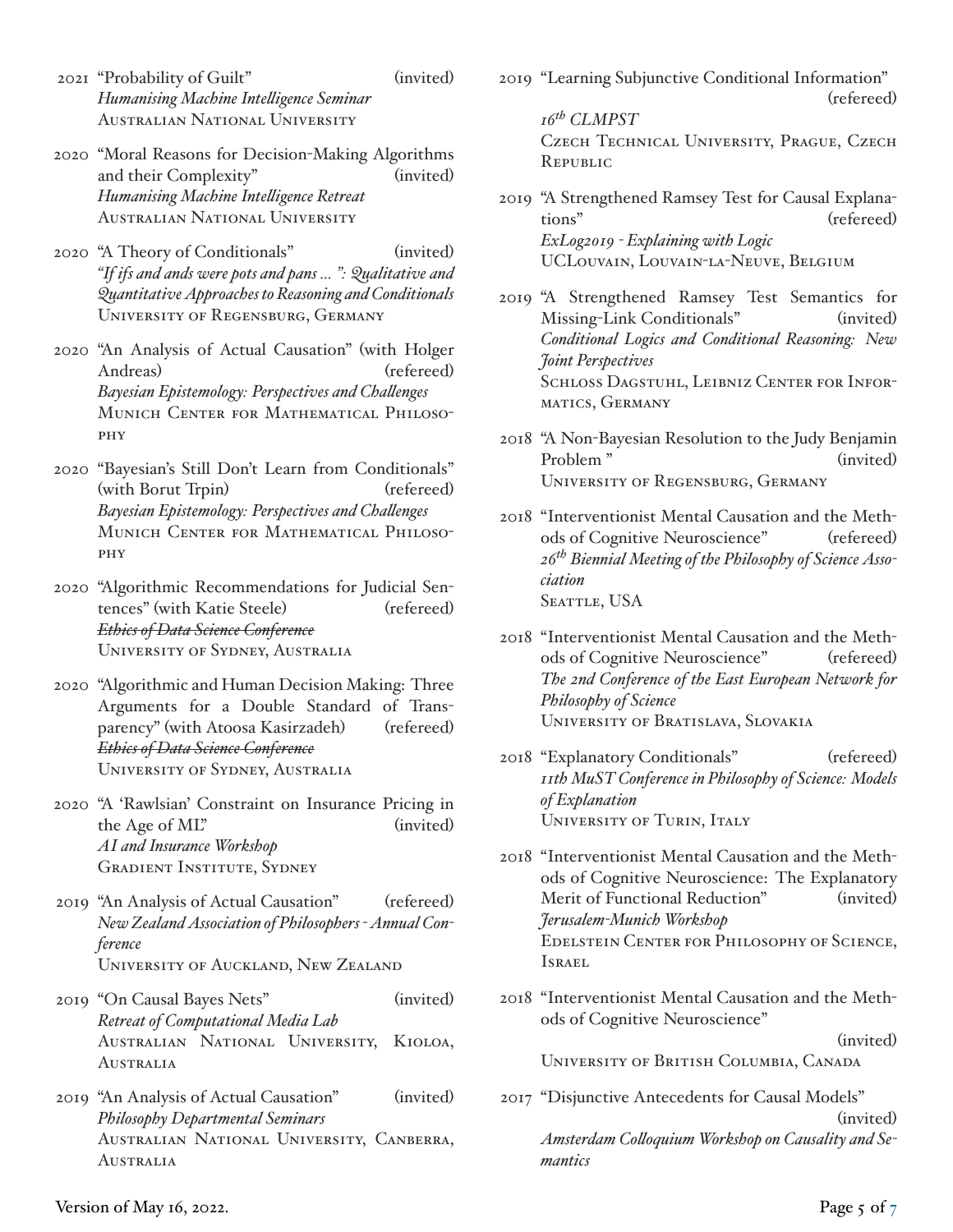- 2021 "Probability of Guilt" (invited)
  *Humanising Machine Intelligence Seminar*
  Australian National University

- 2020 "Moral Reasons for Decision-Making Algorithms and their Complexity" (invited)
  *Humanising Machine Intelligence Retreat*
  Australian National University

- 2020 "A Theory of Conditionals" (invited)
  *"If ifs and ands were pots and pans ... ": Qualitative and Quantitative Approaches to Reasoning and Conditionals*
  University of Regensburg, Germany

- 2020 "An Analysis of Actual Causation" (with Holger Andreas) (refereed)
  *Bayesian Epistemology: Perspectives and Challenges*
  Munich Center for Mathematical Philosophy

- 2020 "Bayesian's Still Don't Learn from Conditionals" (with Borut Trpin) (refereed)
  *Bayesian Epistemology: Perspectives and Challenges*
  Munich Center for Mathematical Philosophy

- 2020 "Algorithmic Recommendations for Judicial Sentences" (with Katie Steele) (refereed)
  ~~*Ethics of Data Science Conference*~~
  University of Sydney, Australia

- 2020 "Algorithmic and Human Decision Making: Three Arguments for a Double Standard of Transparency" (with Atoosa Kasirzadeh) (refereed)
  ~~*Ethics of Data Science Conference*~~
  University of Sydney, Australia

- 2020 "A 'Rawlsian' Constraint on Insurance Pricing in the Age of ML" (invited)
  *AI and Insurance Workshop*
  Gradient Institute, Sydney

- 2019 "An Analysis of Actual Causation" (refereed)
  *New Zealand Association of Philosophers - Annual Conference*
  University of Auckland, New Zealand

- 2019 "On Causal Bayes Nets" (invited)
  *Retreat of Computational Media Lab*
  Australian National University, Kioloa, Australia

- 2019 "An Analysis of Actual Causation" (invited)
  *Philosophy Departmental Seminars*
  Australian National University, Canberra, Australia

- 2019 "Learning Subjunctive Conditional Information" (refereed)
  *16th CLMPST*
  Czech Technical University, Prague, Czech Republic

- 2019 "A Strengthened Ramsey Test for Causal Explanations" (refereed)
  *ExLog2019 - Explaining with Logic*
  UCLouvain, Louvain-la-Neuve, Belgium

- 2019 "A Strengthened Ramsey Test Semantics for Missing-Link Conditionals" (invited)
  *Conditional Logics and Conditional Reasoning: New Joint Perspectives*
  Schloss Dagstuhl, Leibniz Center for Informatics, Germany

- 2018 "A Non-Bayesian Resolution to the Judy Benjamin Problem " (invited)
  University of Regensburg, Germany

- 2018 "Interventionist Mental Causation and the Methods of Cognitive Neuroscience" (refereed)
  *26th Biennial Meeting of the Philosophy of Science Association*
  Seattle, USA

- 2018 "Interventionist Mental Causation and the Methods of Cognitive Neuroscience" (refereed)
  *The 2nd Conference of the East European Network for Philosophy of Science*
  University of Bratislava, Slovakia

- 2018 "Explanatory Conditionals" (refereed)
  *11th MuST Conference in Philosophy of Science: Models of Explanation*
  University of Turin, Italy

- 2018 "Interventionist Mental Causation and the Methods of Cognitive Neuroscience: The Explanatory Merit of Functional Reduction" (invited)
  *Jerusalem-Munich Workshop*
  Edelstein Center for Philosophy of Science, Israel

- 2018 "Interventionist Mental Causation and the Methods of Cognitive Neuroscience" (invited)
  University of British Columbia, Canada

- 2017 "Disjunctive Antecedents for Causal Models" (invited)
  *Amsterdam Colloquium Workshop on Causality and Semantics*

Version of May 16, 2022.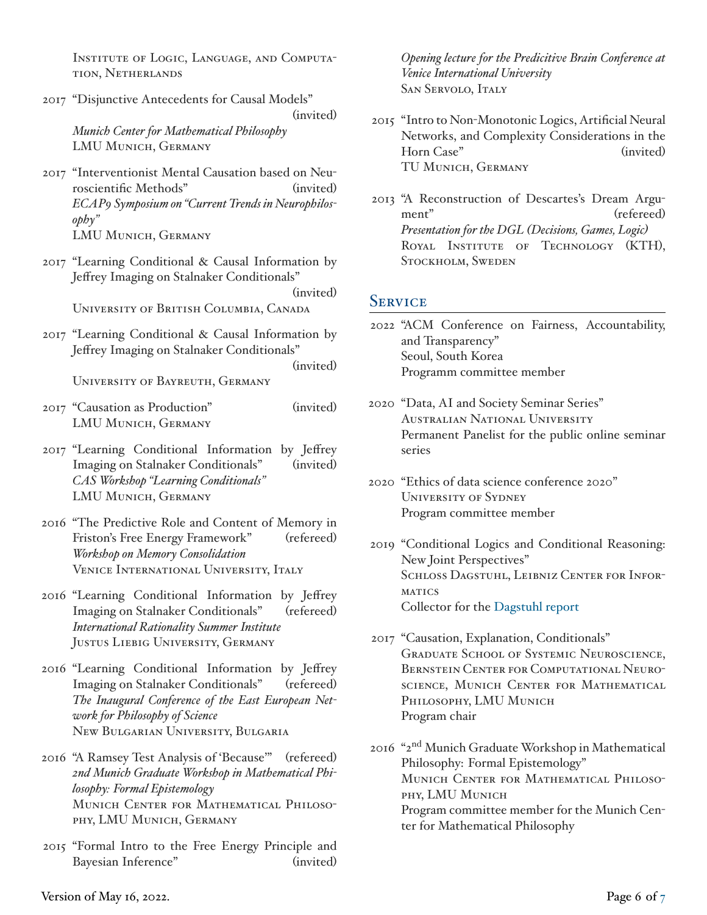Institute of Logic, Language, and Computation, Netherlands

2017 "Disjunctive Antecedents for Causal Models" (invited)
*Munich Center for Mathematical Philosophy*
LMU Munich, Germany

2017 "Interventionist Mental Causation based on Neuroscientific Methods" (invited)
*ECAP9 Symposium on "Current Trends in Neurophilosophy"*
LMU Munich, Germany

2017 "Learning Conditional & Causal Information by Jeffrey Imaging on Stalnaker Conditionals" (invited)
University of British Columbia, Canada

2017 "Learning Conditional & Causal Information by Jeffrey Imaging on Stalnaker Conditionals" (invited)
University of Bayreuth, Germany

2017 "Causation as Production" (invited)
LMU Munich, Germany

2017 "Learning Conditional Information by Jeffrey Imaging on Stalnaker Conditionals" (invited)
*CAS Workshop "Learning Conditionals"*
LMU Munich, Germany

2016 "The Predictive Role and Content of Memory in Friston's Free Energy Framework" (refereed)
*Workshop on Memory Consolidation*
Venice International University, Italy

2016 "Learning Conditional Information by Jeffrey Imaging on Stalnaker Conditionals" (refereed)
*International Rationality Summer Institute*
Justus Liebig University, Germany

2016 "Learning Conditional Information by Jeffrey Imaging on Stalnaker Conditionals" (refereed)
*The Inaugural Conference of the East European Network for Philosophy of Science*
New Bulgarian University, Bulgaria

2016 "A Ramsey Test Analysis of 'Because'" (refereed)
*2nd Munich Graduate Workshop in Mathematical Philosophy: Formal Epistemology*
Munich Center for Mathematical Philosophy, LMU Munich, Germany

2015 "Formal Intro to the Free Energy Principle and Bayesian Inference" (invited)
*Opening lecture for the Predicitive Brain Conference at Venice International University*
San Servolo, Italy

2015 "Intro to Non-Monotonic Logics, Artificial Neural Networks, and Complexity Considerations in the Horn Case" (invited)
TU Munich, Germany

2013 "A Reconstruction of Descartes's Dream Argument" (refereed)
*Presentation for the DGL (Decisions, Games, Logic)*
Royal Institute of Technology (KTH), Stockholm, Sweden

## Service

2022 "ACM Conference on Fairness, Accountability, and Transparency"
Seoul, South Korea
Programm committee member

2020 "Data, AI and Society Seminar Series"
Australian National University
Permanent Panelist for the public online seminar series

2020 "Ethics of data science conference 2020"
University of Sydney
Program committee member

2019 "Conditional Logics and Conditional Reasoning: New Joint Perspectives"
Schloss Dagstuhl, Leibniz Center for Informatics
Collector for the Dagstuhl report

2017 "Causation, Explanation, Conditionals"
Graduate School of Systemic Neuroscience, Bernstein Center for Computational Neuroscience, Munich Center for Mathematical Philosophy, LMU Munich
Program chair

2016 "2nd Munich Graduate Workshop in Mathematical Philosophy: Formal Epistemology"
Munich Center for Mathematical Philosophy, LMU Munich
Program committee member for the Munich Center for Mathematical Philosophy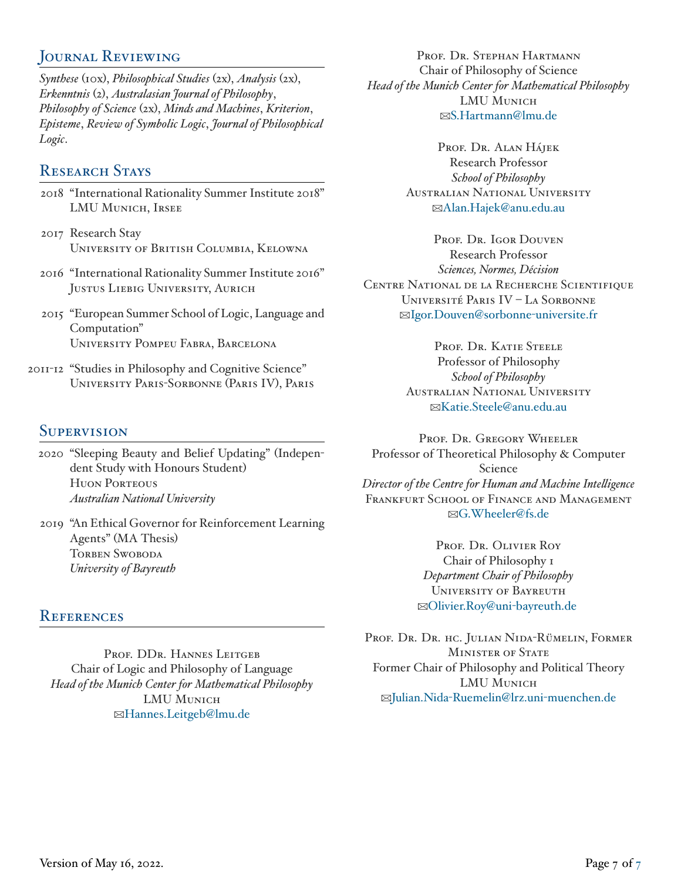## Journal Reviewing

*Synthese* (10x), *Philosophical Studies* (2x), *Analysis* (2x), *Erkenntnis* (2), *Australasian Journal of Philosophy*, *Philosophy of Science* (2x), *Minds and Machines*, *Kriterion*, *Episteme*, *Review of Symbolic Logic*, *Journal of Philosophical Logic*.

## Research Stays

2018 "International Rationality Summer Institute 2018"
LMU Munich, Irsee

2017 Research Stay
University of British Columbia, Kelowna

2016 "International Rationality Summer Institute 2016"
Justus Liebig University, Aurich

2015 "European Summer School of Logic, Language and Computation"
University Pompeu Fabra, Barcelona

2011-12 "Studies in Philosophy and Cognitive Science"
University Paris-Sorbonne (Paris IV), Paris

## Supervision

2020 "Sleeping Beauty and Belief Updating" (Independent Study with Honours Student)
Huon Porteous
*Australian National University*

2019 "An Ethical Governor for Reinforcement Learning Agents" (MA Thesis)
Torben Swoboda
*University of Bayreuth*

## References

Prof. DDr. Hannes Leitgeb
Chair of Logic and Philosophy of Language
*Head of the Munich Center for Mathematical Philosophy*
LMU Munich
✉Hannes.Leitgeb@lmu.de

Prof. Dr. Stephan Hartmann
Chair of Philosophy of Science
*Head of the Munich Center for Mathematical Philosophy*
LMU Munich
✉S.Hartmann@lmu.de

Prof. Dr. Alan Hájek
Research Professor
*School of Philosophy*
Australian National University
✉Alan.Hajek@anu.edu.au

Prof. Dr. Igor Douven
Research Professor
*Sciences, Normes, Décision*
Centre National de la Recherche Scientifique
Université Paris IV – La Sorbonne
✉Igor.Douven@sorbonne-universite.fr

Prof. Dr. Katie Steele
Professor of Philosophy
*School of Philosophy*
Australian National University
✉Katie.Steele@anu.edu.au

Prof. Dr. Gregory Wheeler
Professor of Theoretical Philosophy & Computer Science
*Director of the Centre for Human and Machine Intelligence*
Frankfurt School of Finance and Management
✉G.Wheeler@fs.de

Prof. Dr. Olivier Roy
Chair of Philosophy 1
*Department Chair of Philosophy*
University of Bayreuth
✉Olivier.Roy@uni-bayreuth.de

Prof. Dr. Dr. hc. Julian Nida-Rümelin, Former Minister of State
Former Chair of Philosophy and Political Theory
LMU Munich
✉Julian.Nida-Ruemelin@lrz.uni-muenchen.de

Version of May 16, 2022.